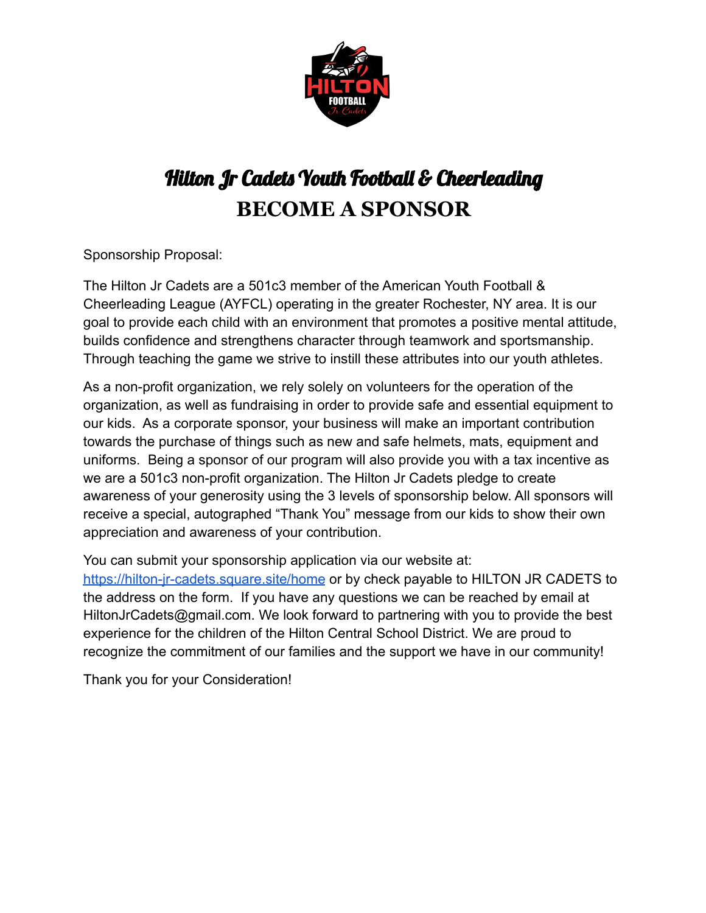# Hilton Jr Cadets Youth Football & Cheerleading

## BECOME A SPONSOR

Sponsorship Proposal:

The Hilton Jr Cadets are a 501c3 member of the American Youth Football & Cheerleading League (AYFCL) operating in the greater Rochester, NY area. It is our goal to provide each child with an environment that promotes a positive mental attitude, builds confidence and strengthens character through teamwork and sportsmanship. Through teaching the game we strive to instill these attributes into our youth athletes.

As a non-profit organization, we rely solely on volunteers for the operation of the organization, as well as fundraising in order to provide safe and essential equipment to our kids. As a corporate sponsor, your business will make an important contribution towards the purchase of things such as new and safe helmets, mats, equipment and uniforms. Being a sponsor of our program will also provide you with a tax incentive as we are a 501c3 non-profit organization. The Hilton Jr Cadets pledge to create awareness of your generosity using the 3 levels of sponsorship below. All sponsors will receive a special, autographed "Thank You" message from our kids to show their own appreciation and awareness of your contribution.

You can submit your sponsorship application via our website at: [https://hilton-jr-cadets.square.site/home](https://hilton-jr-cadets.square.site/home) or by check payable to HILTON JR CADETS to the address on the form. If you have any questions we can be reached by email at HiltonJrCadets@gmail.com. We look forward to partnering with you to provide the best experience for the children of the Hilton Central School District. We are proud to recognize the commitment of our families and the support we have in our community!

Thank you for your Consideration!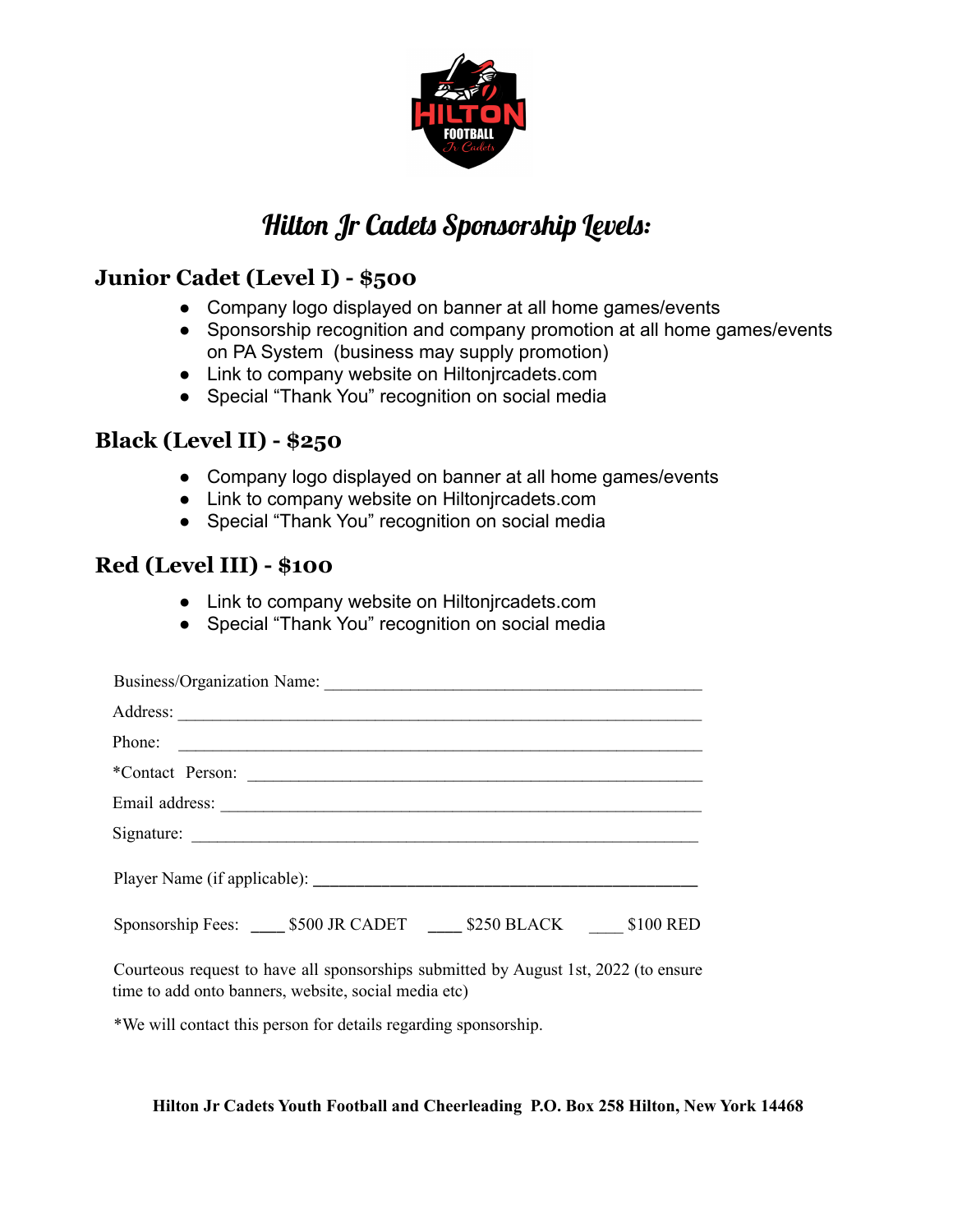# Hilton Jr Cadets Sponsorship Levels:

## Junior Cadet (Level I) - $500

- Company logo displayed on banner at all home games/events
- Sponsorship recognition and company promotion at all home games/events on PA System (business may supply promotion)
- Link to company website on Hiltonjrcadets.com
- Special “Thank You” recognition on social media

## Black (Level II) - $250

- Company logo displayed on banner at all home games/events
- Link to company website on Hiltonjrcadets.com
- Special “Thank You” recognition on social media

## Red (Level III) - $100

- Link to company website on Hiltonjrcadets.com
- Special “Thank You” recognition on social media

Business/Organization Name: ____________________________________________

Address: ______________________________________________________________

Phone: ________________________________________________________________

*Contact Person: _______________________________________________________

Email address: _________________________________________________________

Signature: _____________________________________________________________

Player Name (if applicable): ____________________________________________

Sponsorship Fees: ____ $500 JR CADET ____ $250 BLACK ____ $100 RED

Courteous request to have all sponsorships submitted by August 1st, 2022 (to ensure time to add onto banners, website, social media etc)

*We will contact this person for details regarding sponsorship.

**Hilton Jr Cadets Youth Football and Cheerleading P.O. Box 258 Hilton, New York 14468**